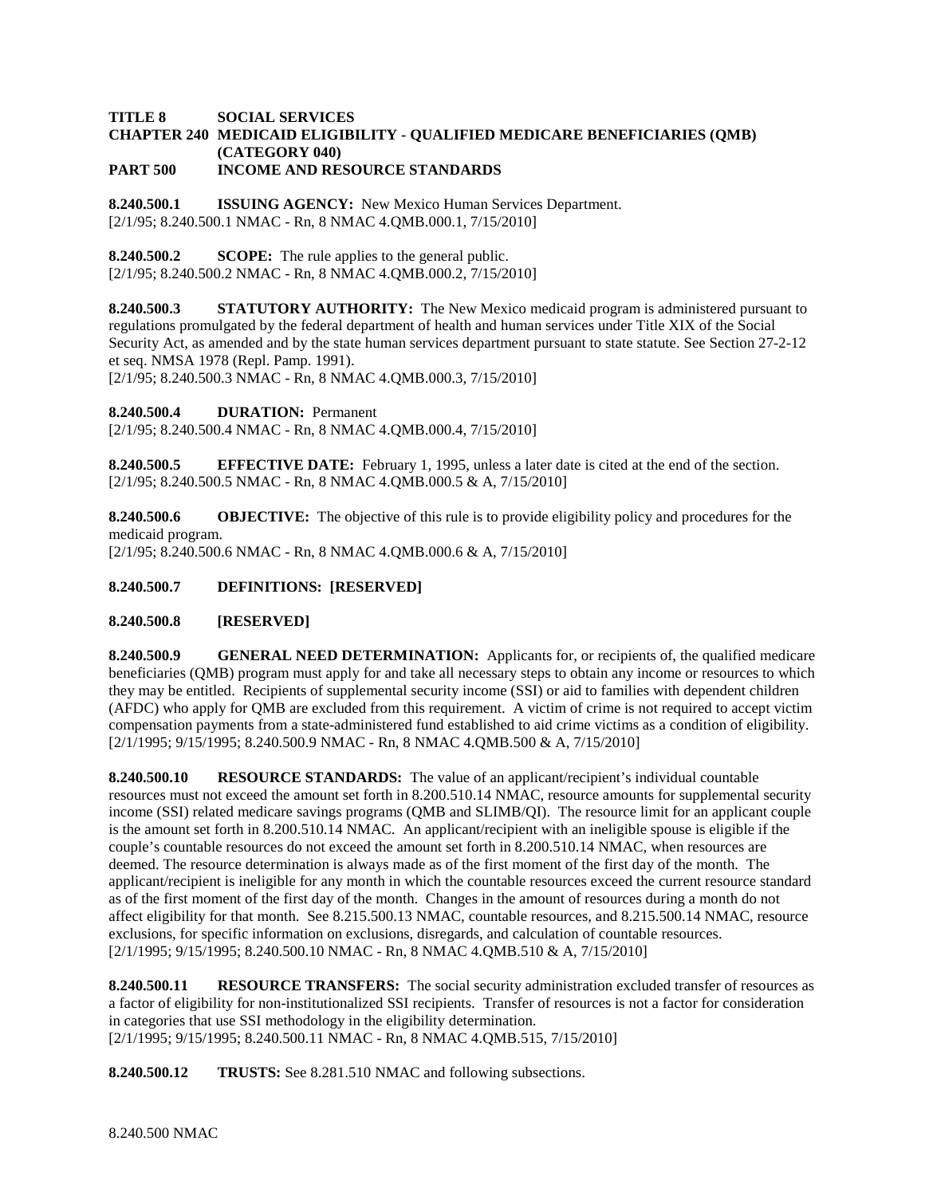**TITLE 8 SOCIAL SERVICES**
**CHAPTER 240 MEDICAID ELIGIBILITY - QUALIFIED MEDICARE BENEFICIARIES (QMB) (CATEGORY 040)**
**PART 500 INCOME AND RESOURCE STANDARDS**

**8.240.500.1 ISSUING AGENCY:** New Mexico Human Services Department.
[2/1/95; 8.240.500.1 NMAC - Rn, 8 NMAC 4.QMB.000.1, 7/15/2010]

**8.240.500.2 SCOPE:** The rule applies to the general public.
[2/1/95; 8.240.500.2 NMAC - Rn, 8 NMAC 4.QMB.000.2, 7/15/2010]

**8.240.500.3 STATUTORY AUTHORITY:** The New Mexico medicaid program is administered pursuant to regulations promulgated by the federal department of health and human services under Title XIX of the Social Security Act, as amended and by the state human services department pursuant to state statute. See Section 27-2-12 et seq. NMSA 1978 (Repl. Pamp. 1991).
[2/1/95; 8.240.500.3 NMAC - Rn, 8 NMAC 4.QMB.000.3, 7/15/2010]

**8.240.500.4 DURATION:** Permanent
[2/1/95; 8.240.500.4 NMAC - Rn, 8 NMAC 4.QMB.000.4, 7/15/2010]

**8.240.500.5 EFFECTIVE DATE:** February 1, 1995, unless a later date is cited at the end of the section.
[2/1/95; 8.240.500.5 NMAC - Rn, 8 NMAC 4.QMB.000.5 & A, 7/15/2010]

**8.240.500.6 OBJECTIVE:** The objective of this rule is to provide eligibility policy and procedures for the medicaid program.
[2/1/95; 8.240.500.6 NMAC - Rn, 8 NMAC 4.QMB.000.6 & A, 7/15/2010]

**8.240.500.7 DEFINITIONS: [RESERVED]**

**8.240.500.8 [RESERVED]**

**8.240.500.9 GENERAL NEED DETERMINATION:** Applicants for, or recipients of, the qualified medicare beneficiaries (QMB) program must apply for and take all necessary steps to obtain any income or resources to which they may be entitled. Recipients of supplemental security income (SSI) or aid to families with dependent children (AFDC) who apply for QMB are excluded from this requirement. A victim of crime is not required to accept victim compensation payments from a state-administered fund established to aid crime victims as a condition of eligibility.
[2/1/1995; 9/15/1995; 8.240.500.9 NMAC - Rn, 8 NMAC 4.QMB.500 & A, 7/15/2010]

**8.240.500.10 RESOURCE STANDARDS:** The value of an applicant/recipient's individual countable resources must not exceed the amount set forth in 8.200.510.14 NMAC, resource amounts for supplemental security income (SSI) related medicare savings programs (QMB and SLIMB/QI). The resource limit for an applicant couple is the amount set forth in 8.200.510.14 NMAC. An applicant/recipient with an ineligible spouse is eligible if the couple's countable resources do not exceed the amount set forth in 8.200.510.14 NMAC, when resources are deemed. The resource determination is always made as of the first moment of the first day of the month. The applicant/recipient is ineligible for any month in which the countable resources exceed the current resource standard as of the first moment of the first day of the month. Changes in the amount of resources during a month do not affect eligibility for that month. See 8.215.500.13 NMAC, countable resources, and 8.215.500.14 NMAC, resource exclusions, for specific information on exclusions, disregards, and calculation of countable resources.
[2/1/1995; 9/15/1995; 8.240.500.10 NMAC - Rn, 8 NMAC 4.QMB.510 & A, 7/15/2010]

**8.240.500.11 RESOURCE TRANSFERS:** The social security administration excluded transfer of resources as a factor of eligibility for non-institutionalized SSI recipients. Transfer of resources is not a factor for consideration in categories that use SSI methodology in the eligibility determination.
[2/1/1995; 9/15/1995; 8.240.500.11 NMAC - Rn, 8 NMAC 4.QMB.515, 7/15/2010]

**8.240.500.12 TRUSTS:** See 8.281.510 NMAC and following subsections.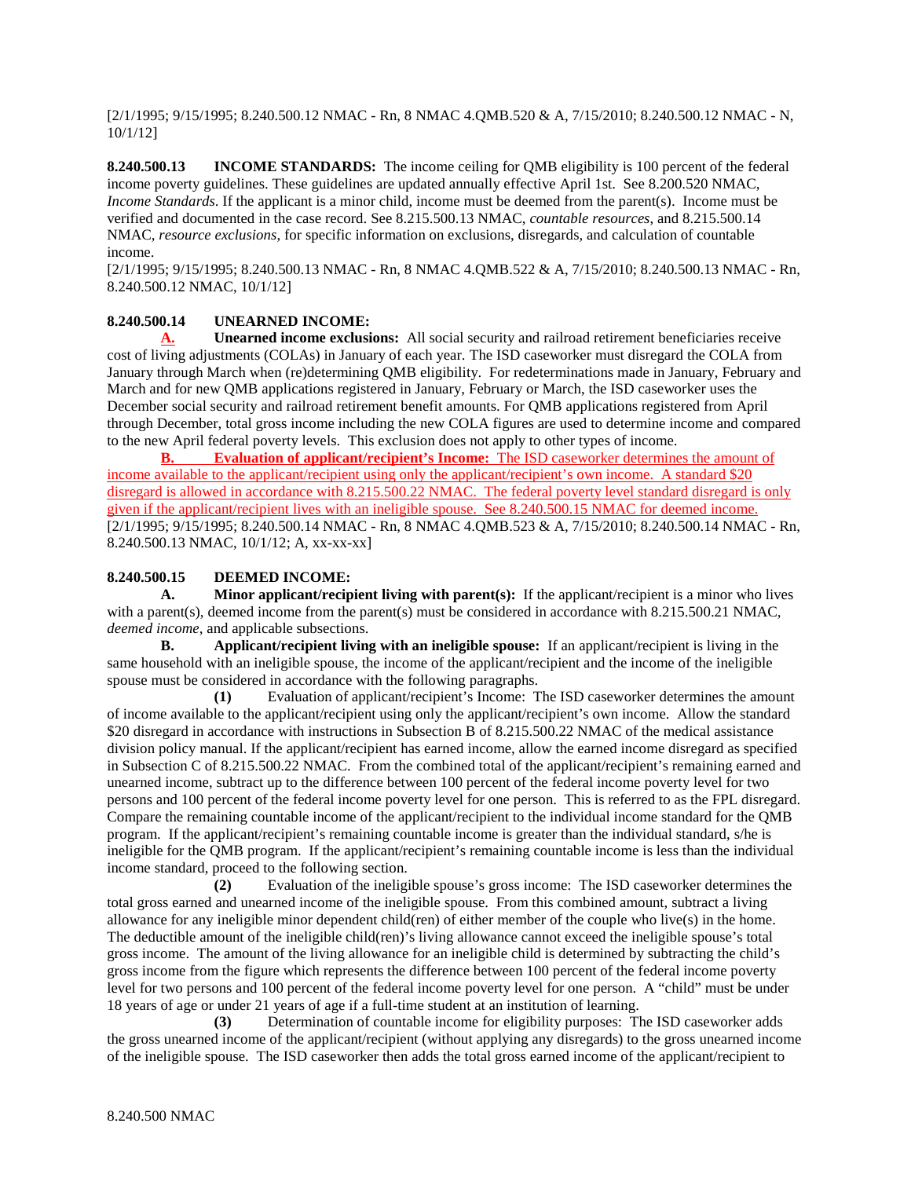[2/1/1995; 9/15/1995; 8.240.500.12 NMAC - Rn, 8 NMAC 4.QMB.520 & A, 7/15/2010; 8.240.500.12 NMAC - N, 10/1/12]

**8.240.500.13 INCOME STANDARDS:** The income ceiling for QMB eligibility is 100 percent of the federal income poverty guidelines. These guidelines are updated annually effective April 1st. See 8.200.520 NMAC, *Income Standards*. If the applicant is a minor child, income must be deemed from the parent(s). Income must be verified and documented in the case record. See 8.215.500.13 NMAC, *countable resources*, and 8.215.500.14 NMAC, *resource exclusions*, for specific information on exclusions, disregards, and calculation of countable income.
[2/1/1995; 9/15/1995; 8.240.500.13 NMAC - Rn, 8 NMAC 4.QMB.522 & A, 7/15/2010; 8.240.500.13 NMAC - Rn, 8.240.500.12 NMAC, 10/1/12]

**8.240.500.14 UNEARNED INCOME:**

**A. Unearned income exclusions:** All social security and railroad retirement beneficiaries receive cost of living adjustments (COLAs) in January of each year. The ISD caseworker must disregard the COLA from January through March when (re)determining QMB eligibility. For redeterminations made in January, February and March and for new QMB applications registered in January, February or March, the ISD caseworker uses the December social security and railroad retirement benefit amounts. For QMB applications registered from April through December, total gross income including the new COLA figures are used to determine income and compared to the new April federal poverty levels. This exclusion does not apply to other types of income.

**B. Evaluation of applicant/recipient's Income:** The ISD caseworker determines the amount of income available to the applicant/recipient using only the applicant/recipient's own income. A standard $20 disregard is allowed in accordance with 8.215.500.22 NMAC. The federal poverty level standard disregard is only given if the applicant/recipient lives with an ineligible spouse. See 8.240.500.15 NMAC for deemed income.
[2/1/1995; 9/15/1995; 8.240.500.14 NMAC - Rn, 8 NMAC 4.QMB.523 & A, 7/15/2010; 8.240.500.14 NMAC - Rn, 8.240.500.13 NMAC, 10/1/12; A, xx-xx-xx]

**8.240.500.15 DEEMED INCOME:**

**A. Minor applicant/recipient living with parent(s):** If the applicant/recipient is a minor who lives with a parent(s), deemed income from the parent(s) must be considered in accordance with 8.215.500.21 NMAC, *deemed income*, and applicable subsections.

**B. Applicant/recipient living with an ineligible spouse:** If an applicant/recipient is living in the same household with an ineligible spouse, the income of the applicant/recipient and the income of the ineligible spouse must be considered in accordance with the following paragraphs.

**(1)** Evaluation of applicant/recipient's Income: The ISD caseworker determines the amount of income available to the applicant/recipient using only the applicant/recipient's own income. Allow the standard $20 disregard in accordance with instructions in Subsection B of 8.215.500.22 NMAC of the medical assistance division policy manual. If the applicant/recipient has earned income, allow the earned income disregard as specified in Subsection C of 8.215.500.22 NMAC. From the combined total of the applicant/recipient's remaining earned and unearned income, subtract up to the difference between 100 percent of the federal income poverty level for two persons and 100 percent of the federal income poverty level for one person. This is referred to as the FPL disregard. Compare the remaining countable income of the applicant/recipient to the individual income standard for the QMB program. If the applicant/recipient's remaining countable income is greater than the individual standard, s/he is ineligible for the QMB program. If the applicant/recipient's remaining countable income is less than the individual income standard, proceed to the following section.

**(2)** Evaluation of the ineligible spouse's gross income: The ISD caseworker determines the total gross earned and unearned income of the ineligible spouse. From this combined amount, subtract a living allowance for any ineligible minor dependent child(ren) of either member of the couple who live(s) in the home. The deductible amount of the ineligible child(ren)'s living allowance cannot exceed the ineligible spouse's total gross income. The amount of the living allowance for an ineligible child is determined by subtracting the child's gross income from the figure which represents the difference between 100 percent of the federal income poverty level for two persons and 100 percent of the federal income poverty level for one person. A "child" must be under 18 years of age or under 21 years of age if a full-time student at an institution of learning.

**(3)** Determination of countable income for eligibility purposes: The ISD caseworker adds the gross unearned income of the applicant/recipient (without applying any disregards) to the gross unearned income of the ineligible spouse. The ISD caseworker then adds the total gross earned income of the applicant/recipient to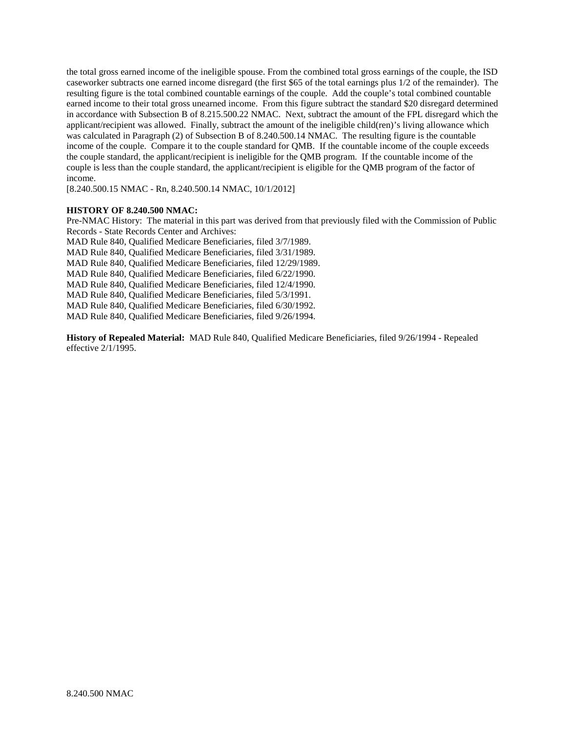the total gross earned income of the ineligible spouse. From the combined total gross earnings of the couple, the ISD caseworker subtracts one earned income disregard (the first $65 of the total earnings plus 1/2 of the remainder). The resulting figure is the total combined countable earnings of the couple. Add the couple's total combined countable earned income to their total gross unearned income. From this figure subtract the standard $20 disregard determined in accordance with Subsection B of 8.215.500.22 NMAC. Next, subtract the amount of the FPL disregard which the applicant/recipient was allowed. Finally, subtract the amount of the ineligible child(ren)'s living allowance which was calculated in Paragraph (2) of Subsection B of 8.240.500.14 NMAC. The resulting figure is the countable income of the couple. Compare it to the couple standard for QMB. If the countable income of the couple exceeds the couple standard, the applicant/recipient is ineligible for the QMB program. If the countable income of the couple is less than the couple standard, the applicant/recipient is eligible for the QMB program of the factor of income.
[8.240.500.15 NMAC - Rn, 8.240.500.14 NMAC, 10/1/2012]

**HISTORY OF 8.240.500 NMAC:**
Pre-NMAC History: The material in this part was derived from that previously filed with the Commission of Public Records - State Records Center and Archives:
MAD Rule 840, Qualified Medicare Beneficiaries, filed 3/7/1989.
MAD Rule 840, Qualified Medicare Beneficiaries, filed 3/31/1989.
MAD Rule 840, Qualified Medicare Beneficiaries, filed 12/29/1989.
MAD Rule 840, Qualified Medicare Beneficiaries, filed 6/22/1990.
MAD Rule 840, Qualified Medicare Beneficiaries, filed 12/4/1990.
MAD Rule 840, Qualified Medicare Beneficiaries, filed 5/3/1991.
MAD Rule 840, Qualified Medicare Beneficiaries, filed 6/30/1992.
MAD Rule 840, Qualified Medicare Beneficiaries, filed 9/26/1994.

**History of Repealed Material:** MAD Rule 840, Qualified Medicare Beneficiaries, filed 9/26/1994 - Repealed effective 2/1/1995.